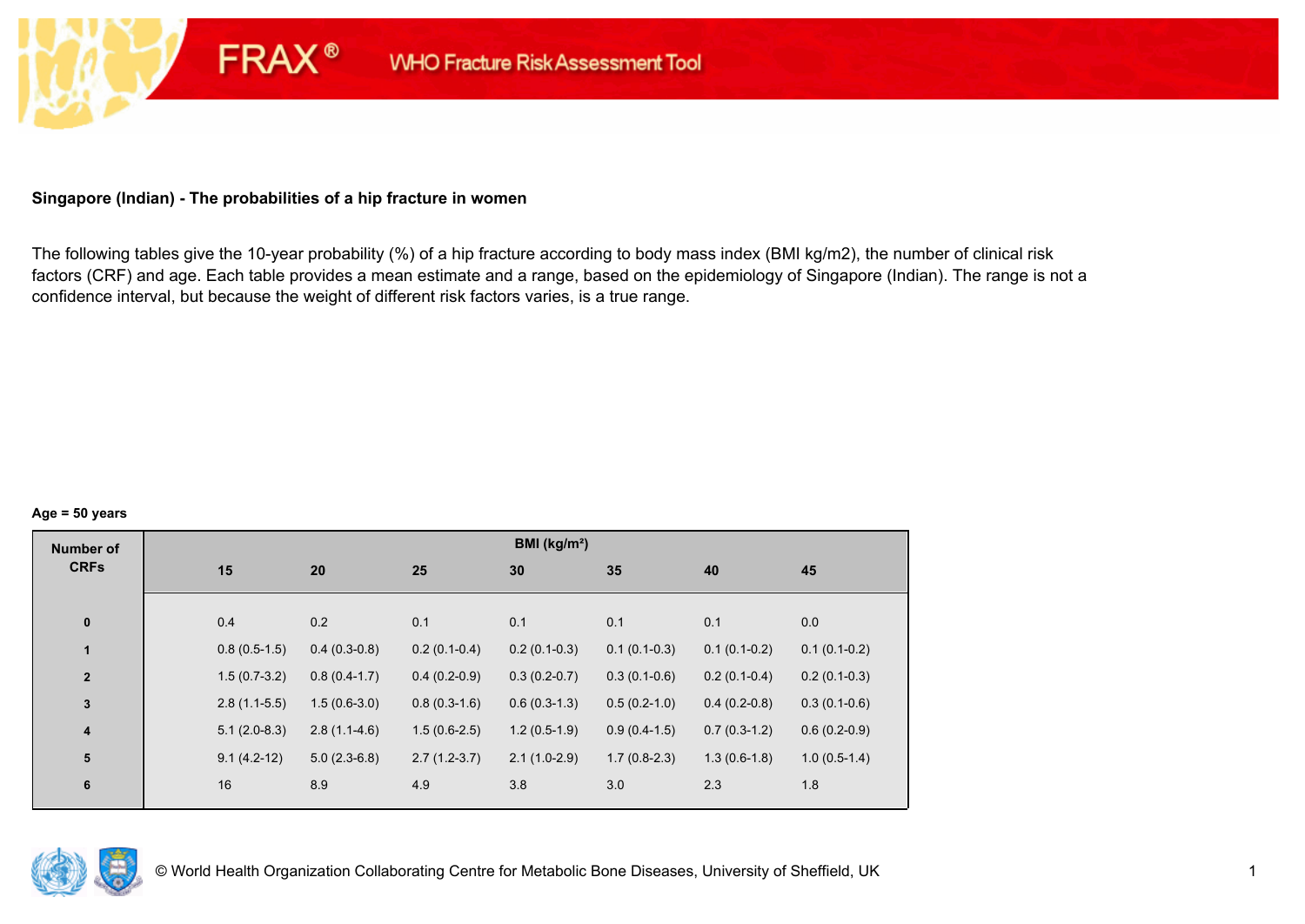FRAX® WHO Fracture Risk Assessment Tool

### Singapore (Indian) - The probabilities of a hip fracture in women

The following tables give the 10-year probability (%) of a hip fracture according to body mass index (BMI kg/m2), the number of clinical risk factors (CRF) and age. Each table provides a mean estimate and a range, based on the epidemiology of Singapore (Indian). The range is not a confidence interval, but because the weight of different risk factors varies, is a true range.

**Age = 50 years**

| Number of CRFs | BMI (kg/m²) | | | | | | |
|---|---|---|---|---|---|---|---|
| | 15 | 20 | 25 | 30 | 35 | 40 | 45 |
| 0 | 0.4 | 0.2 | 0.1 | 0.1 | 0.1 | 0.1 | 0.0 |
| 1 | 0.8 (0.5-1.5) | 0.4 (0.3-0.8) | 0.2 (0.1-0.4) | 0.2 (0.1-0.3) | 0.1 (0.1-0.3) | 0.1 (0.1-0.2) | 0.1 (0.1-0.2) |
| 2 | 1.5 (0.7-3.2) | 0.8 (0.4-1.7) | 0.4 (0.2-0.9) | 0.3 (0.2-0.7) | 0.3 (0.1-0.6) | 0.2 (0.1-0.4) | 0.2 (0.1-0.3) |
| 3 | 2.8 (1.1-5.5) | 1.5 (0.6-3.0) | 0.8 (0.3-1.6) | 0.6 (0.3-1.3) | 0.5 (0.2-1.0) | 0.4 (0.2-0.8) | 0.3 (0.1-0.6) |
| 4 | 5.1 (2.0-8.3) | 2.8 (1.1-4.6) | 1.5 (0.6-2.5) | 1.2 (0.5-1.9) | 0.9 (0.4-1.5) | 0.7 (0.3-1.2) | 0.6 (0.2-0.9) |
| 5 | 9.1 (4.2-12) | 5.0 (2.3-6.8) | 2.7 (1.2-3.7) | 2.1 (1.0-2.9) | 1.7 (0.8-2.3) | 1.3 (0.6-1.8) | 1.0 (0.5-1.4) |
| 6 | 16 | 8.9 | 4.9 | 3.8 | 3.0 | 2.3 | 1.8 |

© World Health Organization Collaborating Centre for Metabolic Bone Diseases, University of Sheffield, UK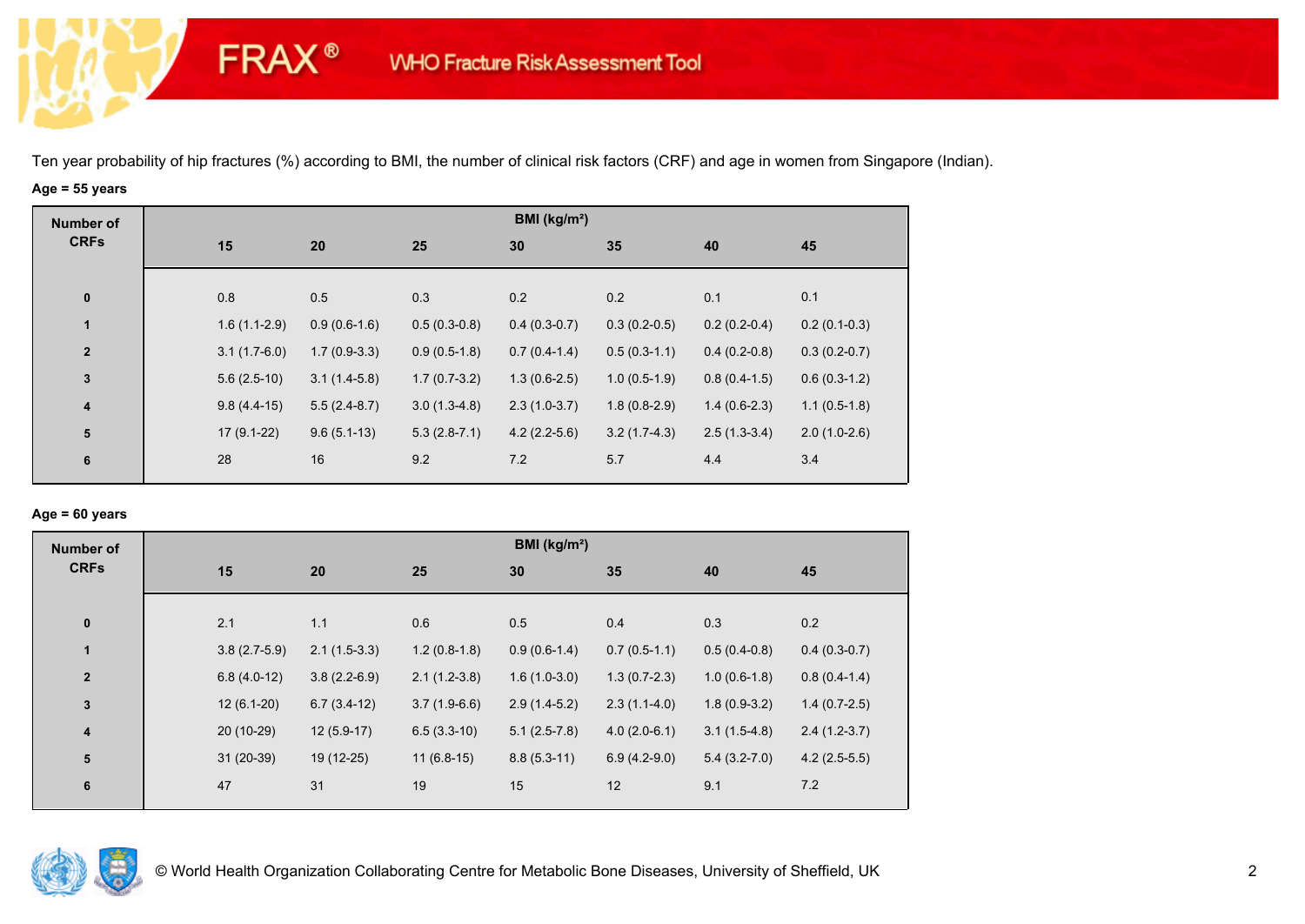Ten year probability of hip fractures (%) according to BMI, the number of clinical risk factors (CRF) and age in women from Singapore (Indian).

**Age = 55 years**

| Number of CRFs | BMI (kg/m²) | | | | | | |
|---|---|---|---|---|---|---|---|
| | 15 | 20 | 25 | 30 | 35 | 40 | 45 |
| 0 | 0.8 | 0.5 | 0.3 | 0.2 | 0.2 | 0.1 | 0.1 |
| 1 | 1.6 (1.1-2.9) | 0.9 (0.6-1.6) | 0.5 (0.3-0.8) | 0.4 (0.3-0.7) | 0.3 (0.2-0.5) | 0.2 (0.2-0.4) | 0.2 (0.1-0.3) |
| 2 | 3.1 (1.7-6.0) | 1.7 (0.9-3.3) | 0.9 (0.5-1.8) | 0.7 (0.4-1.4) | 0.5 (0.3-1.1) | 0.4 (0.2-0.8) | 0.3 (0.2-0.7) |
| 3 | 5.6 (2.5-10) | 3.1 (1.4-5.8) | 1.7 (0.7-3.2) | 1.3 (0.6-2.5) | 1.0 (0.5-1.9) | 0.8 (0.4-1.5) | 0.6 (0.3-1.2) |
| 4 | 9.8 (4.4-15) | 5.5 (2.4-8.7) | 3.0 (1.3-4.8) | 2.3 (1.0-3.7) | 1.8 (0.8-2.9) | 1.4 (0.6-2.3) | 1.1 (0.5-1.8) |
| 5 | 17 (9.1-22) | 9.6 (5.1-13) | 5.3 (2.8-7.1) | 4.2 (2.2-5.6) | 3.2 (1.7-4.3) | 2.5 (1.3-3.4) | 2.0 (1.0-2.6) |
| 6 | 28 | 16 | 9.2 | 7.2 | 5.7 | 4.4 | 3.4 |

**Age = 60 years**

| Number of CRFs | BMI (kg/m²) | | | | | | |
|---|---|---|---|---|---|---|---|
| | 15 | 20 | 25 | 30 | 35 | 40 | 45 |
| 0 | 2.1 | 1.1 | 0.6 | 0.5 | 0.4 | 0.3 | 0.2 |
| 1 | 3.8 (2.7-5.9) | 2.1 (1.5-3.3) | 1.2 (0.8-1.8) | 0.9 (0.6-1.4) | 0.7 (0.5-1.1) | 0.5 (0.4-0.8) | 0.4 (0.3-0.7) |
| 2 | 6.8 (4.0-12) | 3.8 (2.2-6.9) | 2.1 (1.2-3.8) | 1.6 (1.0-3.0) | 1.3 (0.7-2.3) | 1.0 (0.6-1.8) | 0.8 (0.4-1.4) |
| 3 | 12 (6.1-20) | 6.7 (3.4-12) | 3.7 (1.9-6.6) | 2.9 (1.4-5.2) | 2.3 (1.1-4.0) | 1.8 (0.9-3.2) | 1.4 (0.7-2.5) |
| 4 | 20 (10-29) | 12 (5.9-17) | 6.5 (3.3-10) | 5.1 (2.5-7.8) | 4.0 (2.0-6.1) | 3.1 (1.5-4.8) | 2.4 (1.2-3.7) |
| 5 | 31 (20-39) | 19 (12-25) | 11 (6.8-15) | 8.8 (5.3-11) | 6.9 (4.2-9.0) | 5.4 (3.2-7.0) | 4.2 (2.5-5.5) |
| 6 | 47 | 31 | 19 | 15 | 12 | 9.1 | 7.2 |

© World Health Organization Collaborating Centre for Metabolic Bone Diseases, University of Sheffield, UK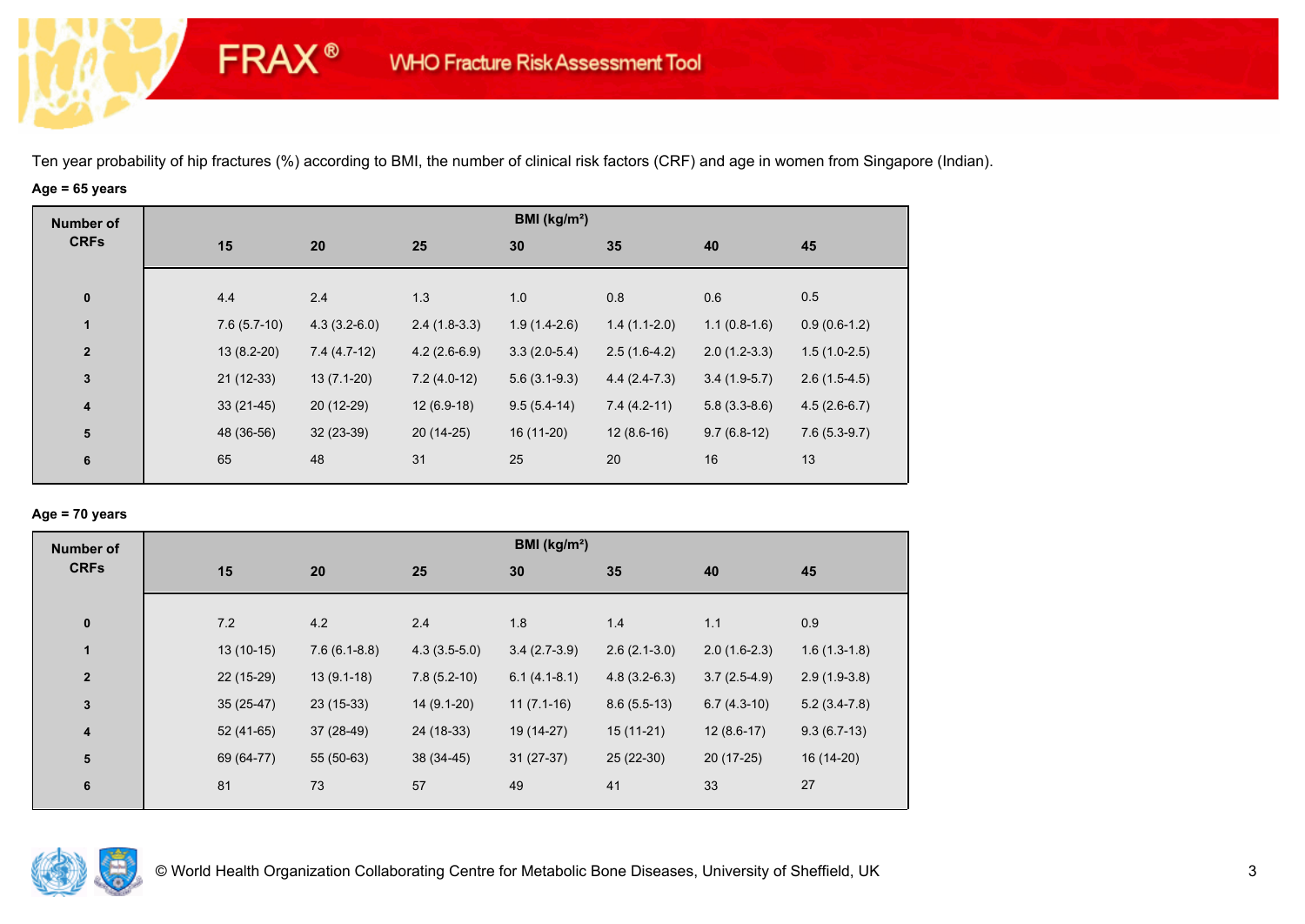Ten year probability of hip fractures (%) according to BMI, the number of clinical risk factors (CRF) and age in women from Singapore (Indian).

**Age = 65 years**

| Number of CRFs | BMI (kg/m²) | | | | | | |
|---|---|---|---|---|---|---|---|
| | 15 | 20 | 25 | 30 | 35 | 40 | 45 |
| 0 | 4.4 | 2.4 | 1.3 | 1.0 | 0.8 | 0.6 | 0.5 |
| 1 | 7.6 (5.7-10) | 4.3 (3.2-6.0) | 2.4 (1.8-3.3) | 1.9 (1.4-2.6) | 1.4 (1.1-2.0) | 1.1 (0.8-1.6) | 0.9 (0.6-1.2) |
| 2 | 13 (8.2-20) | 7.4 (4.7-12) | 4.2 (2.6-6.9) | 3.3 (2.0-5.4) | 2.5 (1.6-4.2) | 2.0 (1.2-3.3) | 1.5 (1.0-2.5) |
| 3 | 21 (12-33) | 13 (7.1-20) | 7.2 (4.0-12) | 5.6 (3.1-9.3) | 4.4 (2.4-7.3) | 3.4 (1.9-5.7) | 2.6 (1.5-4.5) |
| 4 | 33 (21-45) | 20 (12-29) | 12 (6.9-18) | 9.5 (5.4-14) | 7.4 (4.2-11) | 5.8 (3.3-8.6) | 4.5 (2.6-6.7) |
| 5 | 48 (36-56) | 32 (23-39) | 20 (14-25) | 16 (11-20) | 12 (8.6-16) | 9.7 (6.8-12) | 7.6 (5.3-9.7) |
| 6 | 65 | 48 | 31 | 25 | 20 | 16 | 13 |

**Age = 70 years**

| Number of CRFs | BMI (kg/m²) | | | | | | |
|---|---|---|---|---|---|---|---|
| | 15 | 20 | 25 | 30 | 35 | 40 | 45 |
| 0 | 7.2 | 4.2 | 2.4 | 1.8 | 1.4 | 1.1 | 0.9 |
| 1 | 13 (10-15) | 7.6 (6.1-8.8) | 4.3 (3.5-5.0) | 3.4 (2.7-3.9) | 2.6 (2.1-3.0) | 2.0 (1.6-2.3) | 1.6 (1.3-1.8) |
| 2 | 22 (15-29) | 13 (9.1-18) | 7.8 (5.2-10) | 6.1 (4.1-8.1) | 4.8 (3.2-6.3) | 3.7 (2.5-4.9) | 2.9 (1.9-3.8) |
| 3 | 35 (25-47) | 23 (15-33) | 14 (9.1-20) | 11 (7.1-16) | 8.6 (5.5-13) | 6.7 (4.3-10) | 5.2 (3.4-7.8) |
| 4 | 52 (41-65) | 37 (28-49) | 24 (18-33) | 19 (14-27) | 15 (11-21) | 12 (8.6-17) | 9.3 (6.7-13) |
| 5 | 69 (64-77) | 55 (50-63) | 38 (34-45) | 31 (27-37) | 25 (22-30) | 20 (17-25) | 16 (14-20) |
| 6 | 81 | 73 | 57 | 49 | 41 | 33 | 27 |

© World Health Organization Collaborating Centre for Metabolic Bone Diseases, University of Sheffield, UK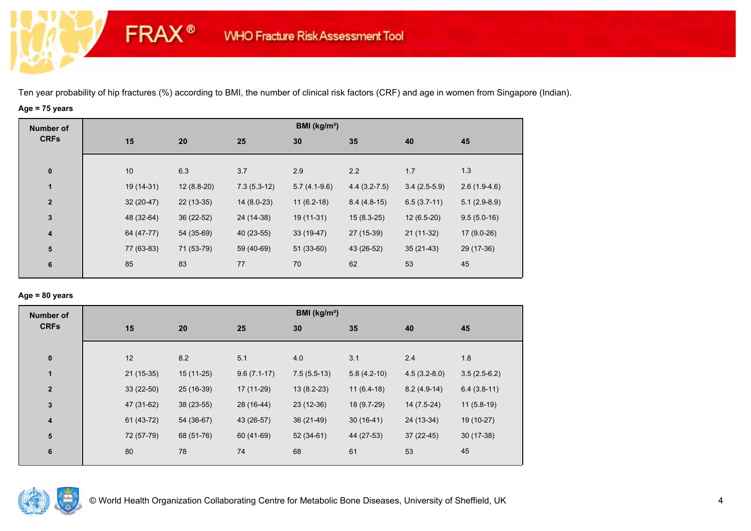Ten year probability of hip fractures (%) according to BMI, the number of clinical risk factors (CRF) and age in women from Singapore (Indian).

**Age = 75 years**

| Number of CRFs | BMI (kg/m²) | | | | | | |
|---|---|---|---|---|---|---|---|
| | 15 | 20 | 25 | 30 | 35 | 40 | 45 |
| 0 | 10 | 6.3 | 3.7 | 2.9 | 2.2 | 1.7 | 1.3 |
| 1 | 19 (14-31) | 12 (8.8-20) | 7.3 (5.3-12) | 5.7 (4.1-9.6) | 4.4 (3.2-7.5) | 3.4 (2.5-5.9) | 2.6 (1.9-4.6) |
| 2 | 32 (20-47) | 22 (13-35) | 14 (8.0-23) | 11 (6.2-18) | 8.4 (4.8-15) | 6.5 (3.7-11) | 5.1 (2.9-8.9) |
| 3 | 48 (32-64) | 36 (22-52) | 24 (14-38) | 19 (11-31) | 15 (8.3-25) | 12 (6.5-20) | 9.5 (5.0-16) |
| 4 | 64 (47-77) | 54 (35-69) | 40 (23-55) | 33 (19-47) | 27 (15-39) | 21 (11-32) | 17 (9.0-26) |
| 5 | 77 (63-83) | 71 (53-79) | 59 (40-69) | 51 (33-60) | 43 (26-52) | 35 (21-43) | 29 (17-36) |
| 6 | 85 | 83 | 77 | 70 | 62 | 53 | 45 |

**Age = 80 years**

| Number of CRFs | BMI (kg/m²) | | | | | | |
|---|---|---|---|---|---|---|---|
| | 15 | 20 | 25 | 30 | 35 | 40 | 45 |
| 0 | 12 | 8.2 | 5.1 | 4.0 | 3.1 | 2.4 | 1.8 |
| 1 | 21 (15-35) | 15 (11-25) | 9.6 (7.1-17) | 7.5 (5.5-13) | 5.8 (4.2-10) | 4.5 (3.2-8.0) | 3.5 (2.5-6.2) |
| 2 | 33 (22-50) | 25 (16-39) | 17 (11-29) | 13 (8.2-23) | 11 (6.4-18) | 8.2 (4.9-14) | 6.4 (3.8-11) |
| 3 | 47 (31-62) | 38 (23-55) | 28 (16-44) | 23 (12-36) | 18 (9.7-29) | 14 (7.5-24) | 11 (5.8-19) |
| 4 | 61 (43-72) | 54 (36-67) | 43 (26-57) | 36 (21-49) | 30 (16-41) | 24 (13-34) | 19 (10-27) |
| 5 | 72 (57-79) | 68 (51-76) | 60 (41-69) | 52 (34-61) | 44 (27-53) | 37 (22-45) | 30 (17-38) |
| 6 | 80 | 78 | 74 | 68 | 61 | 53 | 45 |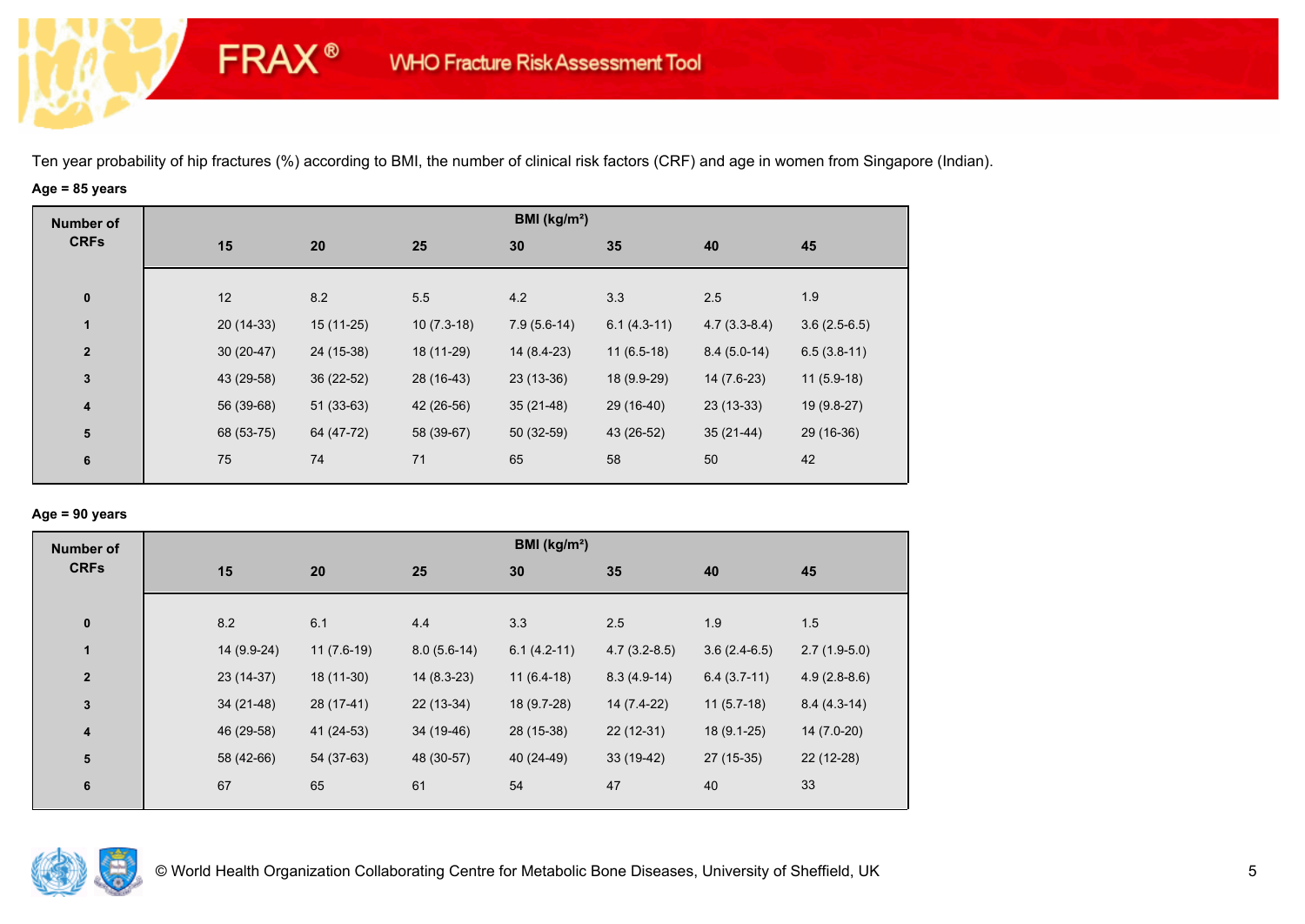FRAX® WHO Fracture Risk Assessment Tool

Ten year probability of hip fractures (%) according to BMI, the number of clinical risk factors (CRF) and age in women from Singapore (Indian).

**Age = 85 years**

| Number of CRFs | BMI (kg/m²) | | | | | | |
|---|---|---|---|---|---|---|---|
| | **15** | **20** | **25** | **30** | **35** | **40** | **45** |
| **0** | 12 | 8.2 | 5.5 | 4.2 | 3.3 | 2.5 | 1.9 |
| **1** | 20 (14-33) | 15 (11-25) | 10 (7.3-18) | 7.9 (5.6-14) | 6.1 (4.3-11) | 4.7 (3.3-8.4) | 3.6 (2.5-6.5) |
| **2** | 30 (20-47) | 24 (15-38) | 18 (11-29) | 14 (8.4-23) | 11 (6.5-18) | 8.4 (5.0-14) | 6.5 (3.8-11) |
| **3** | 43 (29-58) | 36 (22-52) | 28 (16-43) | 23 (13-36) | 18 (9.9-29) | 14 (7.6-23) | 11 (5.9-18) |
| **4** | 56 (39-68) | 51 (33-63) | 42 (26-56) | 35 (21-48) | 29 (16-40) | 23 (13-33) | 19 (9.8-27) |
| **5** | 68 (53-75) | 64 (47-72) | 58 (39-67) | 50 (32-59) | 43 (26-52) | 35 (21-44) | 29 (16-36) |
| **6** | 75 | 74 | 71 | 65 | 58 | 50 | 42 |

**Age = 90 years**

| Number of CRFs | BMI (kg/m²) | | | | | | |
|---|---|---|---|---|---|---|---|
| | **15** | **20** | **25** | **30** | **35** | **40** | **45** |
| **0** | 8.2 | 6.1 | 4.4 | 3.3 | 2.5 | 1.9 | 1.5 |
| **1** | 14 (9.9-24) | 11 (7.6-19) | 8.0 (5.6-14) | 6.1 (4.2-11) | 4.7 (3.2-8.5) | 3.6 (2.4-6.5) | 2.7 (1.9-5.0) |
| **2** | 23 (14-37) | 18 (11-30) | 14 (8.3-23) | 11 (6.4-18) | 8.3 (4.9-14) | 6.4 (3.7-11) | 4.9 (2.8-8.6) |
| **3** | 34 (21-48) | 28 (17-41) | 22 (13-34) | 18 (9.7-28) | 14 (7.4-22) | 11 (5.7-18) | 8.4 (4.3-14) |
| **4** | 46 (29-58) | 41 (24-53) | 34 (19-46) | 28 (15-38) | 22 (12-31) | 18 (9.1-25) | 14 (7.0-20) |
| **5** | 58 (42-66) | 54 (37-63) | 48 (30-57) | 40 (24-49) | 33 (19-42) | 27 (15-35) | 22 (12-28) |
| **6** | 67 | 65 | 61 | 54 | 47 | 40 | 33 |

© World Health Organization Collaborating Centre for Metabolic Bone Diseases, University of Sheffield, UK